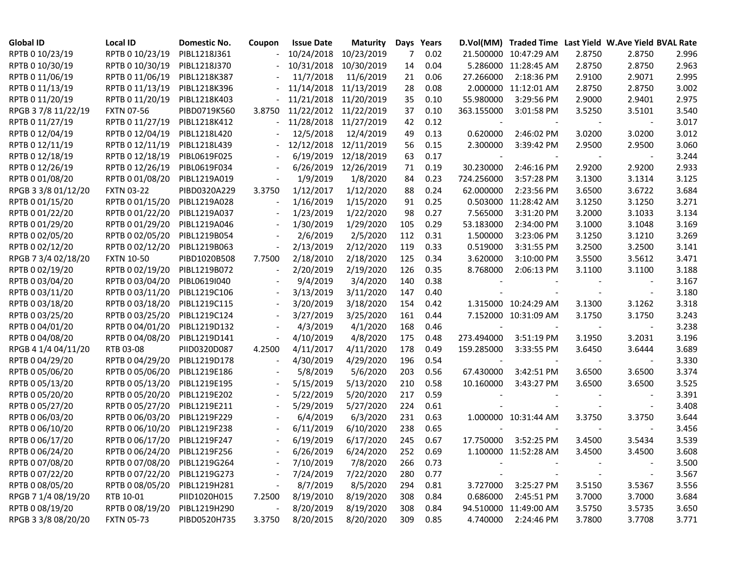| Global ID | Local ID | Domestic No. | Coupon | Issue Date | Maturity | Days | Years | D.Vol(MM) | Traded Time | Last Yield | W.Ave Yield | BVAL Rate |
|---|---|---|---|---|---|---|---|---|---|---|---|---|
| RPTB 0 10/23/19 | RPTB 0 10/23/19 | PIBL1218J361 | - | 10/24/2018 | 10/23/2019 | 7 | 0.02 | 21.500000 | 10:47:29 AM | 2.8750 | 2.8750 | 2.996 |
| RPTB 0 10/30/19 | RPTB 0 10/30/19 | PIBL1218J370 | - | 10/31/2018 | 10/30/2019 | 14 | 0.04 | 5.286000 | 11:28:45 AM | 2.8750 | 2.8750 | 2.963 |
| RPTB 0 11/06/19 | RPTB 0 11/06/19 | PIBL1218K387 | - | 11/7/2018 | 11/6/2019 | 21 | 0.06 | 27.266000 | 2:18:36 PM | 2.9100 | 2.9071 | 2.995 |
| RPTB 0 11/13/19 | RPTB 0 11/13/19 | PIBL1218K396 | - | 11/14/2018 | 11/13/2019 | 28 | 0.08 | 2.000000 | 11:12:01 AM | 2.8750 | 2.8750 | 3.002 |
| RPTB 0 11/20/19 | RPTB 0 11/20/19 | PIBL1218K403 | - | 11/21/2018 | 11/20/2019 | 35 | 0.10 | 55.980000 | 3:29:56 PM | 2.9000 | 2.9401 | 2.975 |
| RPGB 3 7/8 11/22/19 | FXTN 07-56 | PIBD0719K560 | 3.8750 | 11/22/2012 | 11/22/2019 | 37 | 0.10 | 363.155000 | 3:01:58 PM | 3.5250 | 3.5101 | 3.540 |
| RPTB 0 11/27/19 | RPTB 0 11/27/19 | PIBL1218K412 | - | 11/28/2018 | 11/27/2019 | 42 | 0.12 | - | - | - | - | 3.017 |
| RPTB 0 12/04/19 | RPTB 0 12/04/19 | PIBL1218L420 | - | 12/5/2018 | 12/4/2019 | 49 | 0.13 | 0.620000 | 2:46:02 PM | 3.0200 | 3.0200 | 3.012 |
| RPTB 0 12/11/19 | RPTB 0 12/11/19 | PIBL1218L439 | - | 12/12/2018 | 12/11/2019 | 56 | 0.15 | 2.300000 | 3:39:42 PM | 2.9500 | 2.9500 | 3.060 |
| RPTB 0 12/18/19 | RPTB 0 12/18/19 | PIBL0619F025 | - | 6/19/2019 | 12/18/2019 | 63 | 0.17 | - | - | - | - | 3.244 |
| RPTB 0 12/26/19 | RPTB 0 12/26/19 | PIBL0619F034 | - | 6/26/2019 | 12/26/2019 | 71 | 0.19 | 30.230000 | 2:46:16 PM | 2.9200 | 2.9200 | 2.933 |
| RPTB 0 01/08/20 | RPTB 0 01/08/20 | PIBL1219A019 | - | 1/9/2019 | 1/8/2020 | 84 | 0.23 | 724.256000 | 3:57:28 PM | 3.1300 | 3.1314 | 3.125 |
| RPGB 3 3/8 01/12/20 | FXTN 03-22 | PIBD0320A229 | 3.3750 | 1/12/2017 | 1/12/2020 | 88 | 0.24 | 62.000000 | 2:23:56 PM | 3.6500 | 3.6722 | 3.684 |
| RPTB 0 01/15/20 | RPTB 0 01/15/20 | PIBL1219A028 | - | 1/16/2019 | 1/15/2020 | 91 | 0.25 | 0.503000 | 11:28:42 AM | 3.1250 | 3.1250 | 3.271 |
| RPTB 0 01/22/20 | RPTB 0 01/22/20 | PIBL1219A037 | - | 1/23/2019 | 1/22/2020 | 98 | 0.27 | 7.565000 | 3:31:20 PM | 3.2000 | 3.1033 | 3.134 |
| RPTB 0 01/29/20 | RPTB 0 01/29/20 | PIBL1219A046 | - | 1/30/2019 | 1/29/2020 | 105 | 0.29 | 53.183000 | 2:34:00 PM | 3.1000 | 3.1048 | 3.169 |
| RPTB 0 02/05/20 | RPTB 0 02/05/20 | PIBL1219B054 | - | 2/6/2019 | 2/5/2020 | 112 | 0.31 | 1.500000 | 3:23:06 PM | 3.1250 | 3.1210 | 3.269 |
| RPTB 0 02/12/20 | RPTB 0 02/12/20 | PIBL1219B063 | - | 2/13/2019 | 2/12/2020 | 119 | 0.33 | 0.519000 | 3:31:55 PM | 3.2500 | 3.2500 | 3.141 |
| RPGB 7 3/4 02/18/20 | FXTN 10-50 | PIBD1020B508 | 7.7500 | 2/18/2010 | 2/18/2020 | 125 | 0.34 | 3.620000 | 3:10:00 PM | 3.5500 | 3.5612 | 3.471 |
| RPTB 0 02/19/20 | RPTB 0 02/19/20 | PIBL1219B072 | - | 2/20/2019 | 2/19/2020 | 126 | 0.35 | 8.768000 | 2:06:13 PM | 3.1100 | 3.1100 | 3.188 |
| RPTB 0 03/04/20 | RPTB 0 03/04/20 | PIBL0619I040 | - | 9/4/2019 | 3/4/2020 | 140 | 0.38 | - | - | - | - | 3.167 |
| RPTB 0 03/11/20 | RPTB 0 03/11/20 | PIBL1219C106 | - | 3/13/2019 | 3/11/2020 | 147 | 0.40 | - | - | - | - | 3.180 |
| RPTB 0 03/18/20 | RPTB 0 03/18/20 | PIBL1219C115 | - | 3/20/2019 | 3/18/2020 | 154 | 0.42 | 1.315000 | 10:24:29 AM | 3.1300 | 3.1262 | 3.318 |
| RPTB 0 03/25/20 | RPTB 0 03/25/20 | PIBL1219C124 | - | 3/27/2019 | 3/25/2020 | 161 | 0.44 | 7.152000 | 10:31:09 AM | 3.1750 | 3.1750 | 3.243 |
| RPTB 0 04/01/20 | RPTB 0 04/01/20 | PIBL1219D132 | - | 4/3/2019 | 4/1/2020 | 168 | 0.46 | - | - | - | - | 3.238 |
| RPTB 0 04/08/20 | RPTB 0 04/08/20 | PIBL1219D141 | - | 4/10/2019 | 4/8/2020 | 175 | 0.48 | 273.494000 | 3:51:19 PM | 3.1950 | 3.2031 | 3.196 |
| RPGB 4 1/4 04/11/20 | RTB 03-08 | PIID0320D087 | 4.2500 | 4/11/2017 | 4/11/2020 | 178 | 0.49 | 159.285000 | 3:33:55 PM | 3.6450 | 3.6444 | 3.689 |
| RPTB 0 04/29/20 | RPTB 0 04/29/20 | PIBL1219D178 | - | 4/30/2019 | 4/29/2020 | 196 | 0.54 | - | - | - | - | 3.330 |
| RPTB 0 05/06/20 | RPTB 0 05/06/20 | PIBL1219E186 | - | 5/8/2019 | 5/6/2020 | 203 | 0.56 | 67.430000 | 3:42:51 PM | 3.6500 | 3.6500 | 3.374 |
| RPTB 0 05/13/20 | RPTB 0 05/13/20 | PIBL1219E195 | - | 5/15/2019 | 5/13/2020 | 210 | 0.58 | 10.160000 | 3:43:27 PM | 3.6500 | 3.6500 | 3.525 |
| RPTB 0 05/20/20 | RPTB 0 05/20/20 | PIBL1219E202 | - | 5/22/2019 | 5/20/2020 | 217 | 0.59 | - | - | - | - | 3.391 |
| RPTB 0 05/27/20 | RPTB 0 05/27/20 | PIBL1219E211 | - | 5/29/2019 | 5/27/2020 | 224 | 0.61 | - | - | - | - | 3.408 |
| RPTB 0 06/03/20 | RPTB 0 06/03/20 | PIBL1219F229 | - | 6/4/2019 | 6/3/2020 | 231 | 0.63 | 1.000000 | 10:31:44 AM | 3.3750 | 3.3750 | 3.644 |
| RPTB 0 06/10/20 | RPTB 0 06/10/20 | PIBL1219F238 | - | 6/11/2019 | 6/10/2020 | 238 | 0.65 | - | - | - | - | 3.456 |
| RPTB 0 06/17/20 | RPTB 0 06/17/20 | PIBL1219F247 | - | 6/19/2019 | 6/17/2020 | 245 | 0.67 | 17.750000 | 3:52:25 PM | 3.4500 | 3.5434 | 3.539 |
| RPTB 0 06/24/20 | RPTB 0 06/24/20 | PIBL1219F256 | - | 6/26/2019 | 6/24/2020 | 252 | 0.69 | 1.100000 | 11:52:28 AM | 3.4500 | 3.4500 | 3.608 |
| RPTB 0 07/08/20 | RPTB 0 07/08/20 | PIBL1219G264 | - | 7/10/2019 | 7/8/2020 | 266 | 0.73 | - | - | - | - | 3.500 |
| RPTB 0 07/22/20 | RPTB 0 07/22/20 | PIBL1219G273 | - | 7/24/2019 | 7/22/2020 | 280 | 0.77 | - | - | - | - | 3.567 |
| RPTB 0 08/05/20 | RPTB 0 08/05/20 | PIBL1219H281 | - | 8/7/2019 | 8/5/2020 | 294 | 0.81 | 3.727000 | 3:25:27 PM | 3.5150 | 3.5367 | 3.556 |
| RPGB 7 1/4 08/19/20 | RTB 10-01 | PIID1020H015 | 7.2500 | 8/19/2010 | 8/19/2020 | 308 | 0.84 | 0.686000 | 2:45:51 PM | 3.7000 | 3.7000 | 3.684 |
| RPTB 0 08/19/20 | RPTB 0 08/19/20 | PIBL1219H290 | - | 8/20/2019 | 8/19/2020 | 308 | 0.84 | 94.510000 | 11:49:00 AM | 3.5750 | 3.5735 | 3.650 |
| RPGB 3 3/8 08/20/20 | FXTN 05-73 | PIBD0520H735 | 3.3750 | 8/20/2015 | 8/20/2020 | 309 | 0.85 | 4.740000 | 2:24:46 PM | 3.7800 | 3.7708 | 3.771 |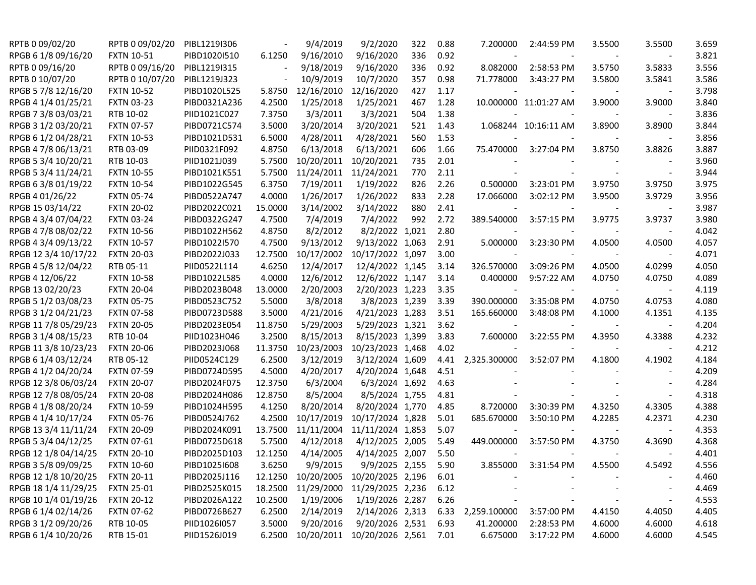| | | | | | | | | | | | | |
|---|---|---|---|---|---|---|---|---|---|---|---|---|
| RPTB 0 09/02/20 | RPTB 0 09/02/20 | PIBL1219I306 | - | 9/4/2019 | 9/2/2020 | 322 | 0.88 | 7.200000 | 2:44:59 PM | 3.5500 | 3.5500 | 3.659 |
| RPGB 6 1/8 09/16/20 | FXTN 10-51 | PIBD1020I510 | 6.1250 | 9/16/2010 | 9/16/2020 | 336 | 0.92 | - | - | - | - | 3.821 |
| RPTB 0 09/16/20 | RPTB 0 09/16/20 | PIBL1219I315 | - | 9/18/2019 | 9/16/2020 | 336 | 0.92 | 8.082000 | 2:58:53 PM | 3.5750 | 3.5833 | 3.556 |
| RPTB 0 10/07/20 | RPTB 0 10/07/20 | PIBL1219J323 | - | 10/9/2019 | 10/7/2020 | 357 | 0.98 | 71.778000 | 3:43:27 PM | 3.5800 | 3.5841 | 3.586 |
| RPGB 5 7/8 12/16/20 | FXTN 10-52 | PIBD1020L525 | 5.8750 | 12/16/2010 | 12/16/2020 | 427 | 1.17 | - | - | - | - | 3.798 |
| RPGB 4 1/4 01/25/21 | FXTN 03-23 | PIBD0321A236 | 4.2500 | 1/25/2018 | 1/25/2021 | 467 | 1.28 | 10.000000 | 11:01:27 AM | 3.9000 | 3.9000 | 3.840 |
| RPGB 7 3/8 03/03/21 | RTB 10-02 | PIID1021C027 | 7.3750 | 3/3/2011 | 3/3/2021 | 504 | 1.38 | - | - | - | - | 3.836 |
| RPGB 3 1/2 03/20/21 | FXTN 07-57 | PIBD0721C574 | 3.5000 | 3/20/2014 | 3/20/2021 | 521 | 1.43 | 1.068244 | 10:16:11 AM | 3.8900 | 3.8900 | 3.844 |
| RPGB 6 1/2 04/28/21 | FXTN 10-53 | PIBD1021D531 | 6.5000 | 4/28/2011 | 4/28/2021 | 560 | 1.53 | - | - | - | - | 3.856 |
| RPGB 4 7/8 06/13/21 | RTB 03-09 | PIID0321F092 | 4.8750 | 6/13/2018 | 6/13/2021 | 606 | 1.66 | 75.470000 | 3:27:04 PM | 3.8750 | 3.8826 | 3.887 |
| RPGB 5 3/4 10/20/21 | RTB 10-03 | PIID1021J039 | 5.7500 | 10/20/2011 | 10/20/2021 | 735 | 2.01 | - | - | - | - | 3.960 |
| RPGB 5 3/4 11/24/21 | FXTN 10-55 | PIBD1021K551 | 5.7500 | 11/24/2011 | 11/24/2021 | 770 | 2.11 | - | - | - | - | 3.944 |
| RPGB 6 3/8 01/19/22 | FXTN 10-54 | PIBD1022G545 | 6.3750 | 7/19/2011 | 1/19/2022 | 826 | 2.26 | 0.500000 | 3:23:01 PM | 3.9750 | 3.9750 | 3.975 |
| RPGB 4 01/26/22 | FXTN 05-74 | PIBD0522A747 | 4.0000 | 1/26/2017 | 1/26/2022 | 833 | 2.28 | 17.066000 | 3:02:12 PM | 3.9500 | 3.9729 | 3.956 |
| RPGB 15 03/14/22 | FXTN 20-02 | PIBD2022C021 | 15.0000 | 3/14/2002 | 3/14/2022 | 880 | 2.41 | - | - | - | - | 3.987 |
| RPGB 4 3/4 07/04/22 | FXTN 03-24 | PIBD0322G247 | 4.7500 | 7/4/2019 | 7/4/2022 | 992 | 2.72 | 389.540000 | 3:57:15 PM | 3.9775 | 3.9737 | 3.980 |
| RPGB 4 7/8 08/02/22 | FXTN 10-56 | PIBD1022H562 | 4.8750 | 8/2/2012 | 8/2/2022 | 1,021 | 2.80 | - | - | - | - | 4.042 |
| RPGB 4 3/4 09/13/22 | FXTN 10-57 | PIBD1022I570 | 4.7500 | 9/13/2012 | 9/13/2022 | 1,063 | 2.91 | 5.000000 | 3:23:30 PM | 4.0500 | 4.0500 | 4.057 |
| RPGB 12 3/4 10/17/22 | FXTN 20-03 | PIBD2022J033 | 12.7500 | 10/17/2002 | 10/17/2022 | 1,097 | 3.00 | - | - | - | - | 4.071 |
| RPGB 4 5/8 12/04/22 | RTB 05-11 | PIID0522L114 | 4.6250 | 12/4/2017 | 12/4/2022 | 1,145 | 3.14 | 326.570000 | 3:09:26 PM | 4.0500 | 4.0299 | 4.050 |
| RPGB 4 12/06/22 | FXTN 10-58 | PIBD1022L585 | 4.0000 | 12/6/2012 | 12/6/2022 | 1,147 | 3.14 | 0.400000 | 9:57:22 AM | 4.0750 | 4.0750 | 4.089 |
| RPGB 13 02/20/23 | FXTN 20-04 | PIBD2023B048 | 13.0000 | 2/20/2003 | 2/20/2023 | 1,223 | 3.35 | - | - | - | - | 4.119 |
| RPGB 5 1/2 03/08/23 | FXTN 05-75 | PIBD0523C752 | 5.5000 | 3/8/2018 | 3/8/2023 | 1,239 | 3.39 | 390.000000 | 3:35:08 PM | 4.0750 | 4.0753 | 4.080 |
| RPGB 3 1/2 04/21/23 | FXTN 07-58 | PIBD0723D588 | 3.5000 | 4/21/2016 | 4/21/2023 | 1,283 | 3.51 | 165.660000 | 3:48:08 PM | 4.1000 | 4.1351 | 4.135 |
| RPGB 11 7/8 05/29/23 | FXTN 20-05 | PIBD2023E054 | 11.8750 | 5/29/2003 | 5/29/2023 | 1,321 | 3.62 | - | - | - | - | 4.204 |
| RPGB 3 1/4 08/15/23 | RTB 10-04 | PIID1023H046 | 3.2500 | 8/15/2013 | 8/15/2023 | 1,399 | 3.83 | 7.600000 | 3:22:55 PM | 4.3950 | 4.3388 | 4.232 |
| RPGB 11 3/8 10/23/23 | FXTN 20-06 | PIBD2023J068 | 11.3750 | 10/23/2003 | 10/23/2023 | 1,468 | 4.02 | - | - | - | - | 4.212 |
| RPGB 6 1/4 03/12/24 | RTB 05-12 | PIID0524C129 | 6.2500 | 3/12/2019 | 3/12/2024 | 1,609 | 4.41 | 2,325.300000 | 3:52:07 PM | 4.1800 | 4.1902 | 4.184 |
| RPGB 4 1/2 04/20/24 | FXTN 07-59 | PIBD0724D595 | 4.5000 | 4/20/2017 | 4/20/2024 | 1,648 | 4.51 | - | - | - | - | 4.209 |
| RPGB 12 3/8 06/03/24 | FXTN 20-07 | PIBD2024F075 | 12.3750 | 6/3/2004 | 6/3/2024 | 1,692 | 4.63 | - | - | - | - | 4.284 |
| RPGB 12 7/8 08/05/24 | FXTN 20-08 | PIBD2024H086 | 12.8750 | 8/5/2004 | 8/5/2024 | 1,755 | 4.81 | - | - | - | - | 4.318 |
| RPGB 4 1/8 08/20/24 | FXTN 10-59 | PIBD1024H595 | 4.1250 | 8/20/2014 | 8/20/2024 | 1,770 | 4.85 | 8.720000 | 3:30:39 PM | 4.3250 | 4.3305 | 4.388 |
| RPGB 4 1/4 10/17/24 | FXTN 05-76 | PIBD0524J762 | 4.2500 | 10/17/2019 | 10/17/2024 | 1,828 | 5.01 | 685.670000 | 3:50:10 PM | 4.2285 | 4.2371 | 4.230 |
| RPGB 13 3/4 11/11/24 | FXTN 20-09 | PIBD2024K091 | 13.7500 | 11/11/2004 | 11/11/2024 | 1,853 | 5.07 | - | - | - | - | 4.353 |
| RPGB 5 3/4 04/12/25 | FXTN 07-61 | PIBD0725D618 | 5.7500 | 4/12/2018 | 4/12/2025 | 2,005 | 5.49 | 449.000000 | 3:57:50 PM | 4.3750 | 4.3690 | 4.368 |
| RPGB 12 1/8 04/14/25 | FXTN 20-10 | PIBD2025D103 | 12.1250 | 4/14/2005 | 4/14/2025 | 2,007 | 5.50 | - | - | - | - | 4.401 |
| RPGB 3 5/8 09/09/25 | FXTN 10-60 | PIBD1025I608 | 3.6250 | 9/9/2015 | 9/9/2025 | 2,155 | 5.90 | 3.855000 | 3:31:54 PM | 4.5500 | 4.5492 | 4.556 |
| RPGB 12 1/8 10/20/25 | FXTN 20-11 | PIBD2025J116 | 12.1250 | 10/20/2005 | 10/20/2025 | 2,196 | 6.01 | - | - | - | - | 4.460 |
| RPGB 18 1/4 11/29/25 | FXTN 25-01 | PIBD2525K015 | 18.2500 | 11/29/2000 | 11/29/2025 | 2,236 | 6.12 | - | - | - | - | 4.469 |
| RPGB 10 1/4 01/19/26 | FXTN 20-12 | PIBD2026A122 | 10.2500 | 1/19/2006 | 1/19/2026 | 2,287 | 6.26 | - | - | - | - | 4.553 |
| RPGB 6 1/4 02/14/26 | FXTN 07-62 | PIBD0726B627 | 6.2500 | 2/14/2019 | 2/14/2026 | 2,313 | 6.33 | 2,259.100000 | 3:57:00 PM | 4.4150 | 4.4050 | 4.405 |
| RPGB 3 1/2 09/20/26 | RTB 10-05 | PIID1026I057 | 3.5000 | 9/20/2016 | 9/20/2026 | 2,531 | 6.93 | 41.200000 | 2:28:53 PM | 4.6000 | 4.6000 | 4.618 |
| RPGB 6 1/4 10/20/26 | RTB 15-01 | PIID1526J019 | 6.2500 | 10/20/2011 | 10/20/2026 | 2,561 | 7.01 | 6.675000 | 3:17:22 PM | 4.6000 | 4.6000 | 4.545 |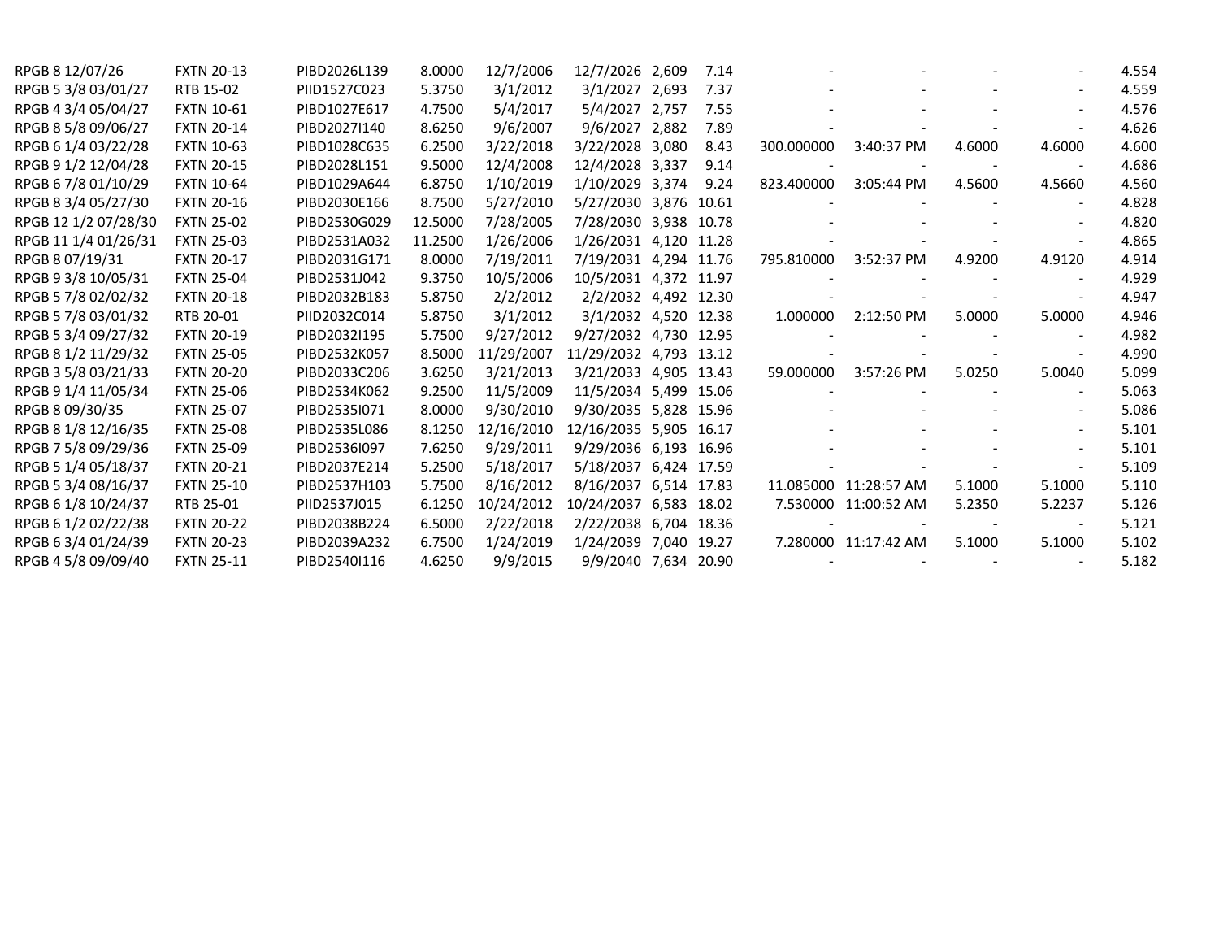| | | | | | | | | | | | | |
|---|---|---|---|---|---|---|---|---|---|---|---|---|
| RPGB 8 12/07/26 | FXTN 20-13 | PIBD2026L139 | 8.0000 | 12/7/2006 | 12/7/2026 | 2,609 | 7.14 | - | - | - | - | 4.554 |
| RPGB 5 3/8 03/01/27 | RTB 15-02 | PIID1527C023 | 5.3750 | 3/1/2012 | 3/1/2027 | 2,693 | 7.37 | - | - | - | - | 4.559 |
| RPGB 4 3/4 05/04/27 | FXTN 10-61 | PIBD1027E617 | 4.7500 | 5/4/2017 | 5/4/2027 | 2,757 | 7.55 | - | - | - | - | 4.576 |
| RPGB 8 5/8 09/06/27 | FXTN 20-14 | PIBD2027I140 | 8.6250 | 9/6/2007 | 9/6/2027 | 2,882 | 7.89 | - | - | - | - | 4.626 |
| RPGB 6 1/4 03/22/28 | FXTN 10-63 | PIBD1028C635 | 6.2500 | 3/22/2018 | 3/22/2028 | 3,080 | 8.43 | 300.000000 | 3:40:37 PM | 4.6000 | 4.6000 | 4.600 |
| RPGB 9 1/2 12/04/28 | FXTN 20-15 | PIBD2028L151 | 9.5000 | 12/4/2008 | 12/4/2028 | 3,337 | 9.14 | - | - | - | - | 4.686 |
| RPGB 6 7/8 01/10/29 | FXTN 10-64 | PIBD1029A644 | 6.8750 | 1/10/2019 | 1/10/2029 | 3,374 | 9.24 | 823.400000 | 3:05:44 PM | 4.5600 | 4.5660 | 4.560 |
| RPGB 8 3/4 05/27/30 | FXTN 20-16 | PIBD2030E166 | 8.7500 | 5/27/2010 | 5/27/2030 | 3,876 | 10.61 | - | - | - | - | 4.828 |
| RPGB 12 1/2 07/28/30 | FXTN 25-02 | PIBD2530G029 | 12.5000 | 7/28/2005 | 7/28/2030 | 3,938 | 10.78 | - | - | - | - | 4.820 |
| RPGB 11 1/4 01/26/31 | FXTN 25-03 | PIBD2531A032 | 11.2500 | 1/26/2006 | 1/26/2031 | 4,120 | 11.28 | - | - | - | - | 4.865 |
| RPGB 8 07/19/31 | FXTN 20-17 | PIBD2031G171 | 8.0000 | 7/19/2011 | 7/19/2031 | 4,294 | 11.76 | 795.810000 | 3:52:37 PM | 4.9200 | 4.9120 | 4.914 |
| RPGB 9 3/8 10/05/31 | FXTN 25-04 | PIBD2531J042 | 9.3750 | 10/5/2006 | 10/5/2031 | 4,372 | 11.97 | - | - | - | - | 4.929 |
| RPGB 5 7/8 02/02/32 | FXTN 20-18 | PIBD2032B183 | 5.8750 | 2/2/2012 | 2/2/2032 | 4,492 | 12.30 | - | - | - | - | 4.947 |
| RPGB 5 7/8 03/01/32 | RTB 20-01 | PIID2032C014 | 5.8750 | 3/1/2012 | 3/1/2032 | 4,520 | 12.38 | 1.000000 | 2:12:50 PM | 5.0000 | 5.0000 | 4.946 |
| RPGB 5 3/4 09/27/32 | FXTN 20-19 | PIBD2032I195 | 5.7500 | 9/27/2012 | 9/27/2032 | 4,730 | 12.95 | - | - | - | - | 4.982 |
| RPGB 8 1/2 11/29/32 | FXTN 25-05 | PIBD2532K057 | 8.5000 | 11/29/2007 | 11/29/2032 | 4,793 | 13.12 | - | - | - | - | 4.990 |
| RPGB 3 5/8 03/21/33 | FXTN 20-20 | PIBD2033C206 | 3.6250 | 3/21/2013 | 3/21/2033 | 4,905 | 13.43 | 59.000000 | 3:57:26 PM | 5.0250 | 5.0040 | 5.099 |
| RPGB 9 1/4 11/05/34 | FXTN 25-06 | PIBD2534K062 | 9.2500 | 11/5/2009 | 11/5/2034 | 5,499 | 15.06 | - | - | - | - | 5.063 |
| RPGB 8 09/30/35 | FXTN 25-07 | PIBD2535I071 | 8.0000 | 9/30/2010 | 9/30/2035 | 5,828 | 15.96 | - | - | - | - | 5.086 |
| RPGB 8 1/8 12/16/35 | FXTN 25-08 | PIBD2535L086 | 8.1250 | 12/16/2010 | 12/16/2035 | 5,905 | 16.17 | - | - | - | - | 5.101 |
| RPGB 7 5/8 09/29/36 | FXTN 25-09 | PIBD2536I097 | 7.6250 | 9/29/2011 | 9/29/2036 | 6,193 | 16.96 | - | - | - | - | 5.101 |
| RPGB 5 1/4 05/18/37 | FXTN 20-21 | PIBD2037E214 | 5.2500 | 5/18/2017 | 5/18/2037 | 6,424 | 17.59 | - | - | - | - | 5.109 |
| RPGB 5 3/4 08/16/37 | FXTN 25-10 | PIBD2537H103 | 5.7500 | 8/16/2012 | 8/16/2037 | 6,514 | 17.83 | 11.085000 | 11:28:57 AM | 5.1000 | 5.1000 | 5.110 |
| RPGB 6 1/8 10/24/37 | RTB 25-01 | PIID2537J015 | 6.1250 | 10/24/2012 | 10/24/2037 | 6,583 | 18.02 | 7.530000 | 11:00:52 AM | 5.2350 | 5.2237 | 5.126 |
| RPGB 6 1/2 02/22/38 | FXTN 20-22 | PIBD2038B224 | 6.5000 | 2/22/2018 | 2/22/2038 | 6,704 | 18.36 | - | - | - | - | 5.121 |
| RPGB 6 3/4 01/24/39 | FXTN 20-23 | PIBD2039A232 | 6.7500 | 1/24/2019 | 1/24/2039 | 7,040 | 19.27 | 7.280000 | 11:17:42 AM | 5.1000 | 5.1000 | 5.102 |
| RPGB 4 5/8 09/09/40 | FXTN 25-11 | PIBD2540I116 | 4.6250 | 9/9/2015 | 9/9/2040 | 7,634 | 20.90 | - | - | - | - | 5.182 |